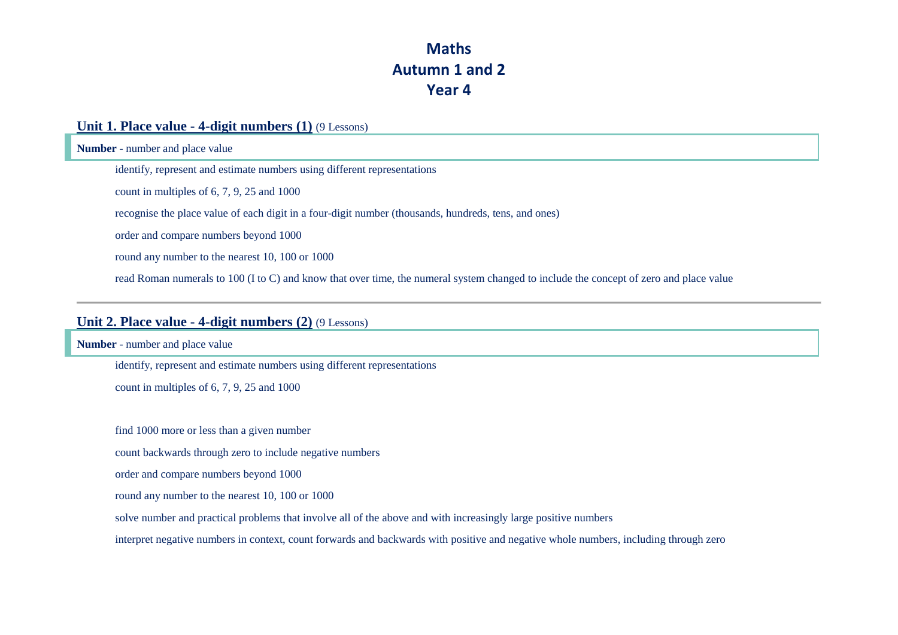# Maths
# Autumn 1 and 2
# Year 4

## Unit 1. Place value - 4-digit numbers (1) (9 Lessons)

**Number** - number and place value

- identify, represent and estimate numbers using different representations
- count in multiples of 6, 7, 9, 25 and 1000
- recognise the place value of each digit in a four-digit number (thousands, hundreds, tens, and ones)
- order and compare numbers beyond 1000
- round any number to the nearest 10, 100 or 1000
- read Roman numerals to 100 (I to C) and know that over time, the numeral system changed to include the concept of zero and place value

---

## Unit 2. Place value - 4-digit numbers (2) (9 Lessons)

**Number** - number and place value

- identify, represent and estimate numbers using different representations
- count in multiples of 6, 7, 9, 25 and 1000
- find 1000 more or less than a given number
- count backwards through zero to include negative numbers
- order and compare numbers beyond 1000
- round any number to the nearest 10, 100 or 1000
- solve number and practical problems that involve all of the above and with increasingly large positive numbers
- interpret negative numbers in context, count forwards and backwards with positive and negative whole numbers, including through zero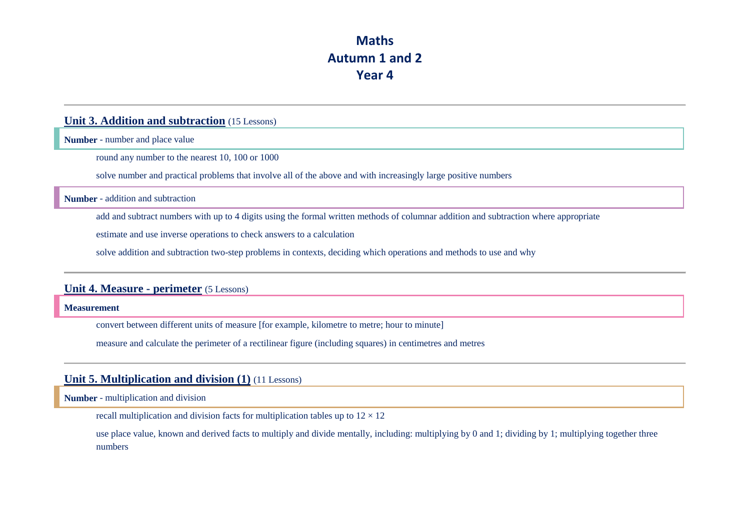# Maths
# Autumn 1 and 2
# Year 4

---

## Unit 3. Addition and subtraction (15 Lessons)

**Number** - number and place value

round any number to the nearest 10, 100 or 1000

solve number and practical problems that involve all of the above and with increasingly large positive numbers

**Number** - addition and subtraction

add and subtract numbers with up to 4 digits using the formal written methods of columnar addition and subtraction where appropriate

estimate and use inverse operations to check answers to a calculation

solve addition and subtraction two-step problems in contexts, deciding which operations and methods to use and why

---

## Unit 4. Measure - perimeter (5 Lessons)

**Measurement**

convert between different units of measure [for example, kilometre to metre; hour to minute]

measure and calculate the perimeter of a rectilinear figure (including squares) in centimetres and metres

---

## Unit 5. Multiplication and division (1) (11 Lessons)

**Number** - multiplication and division

recall multiplication and division facts for multiplication tables up to $12 \times 12$

use place value, known and derived facts to multiply and divide mentally, including: multiplying by 0 and 1; dividing by 1; multiplying together three numbers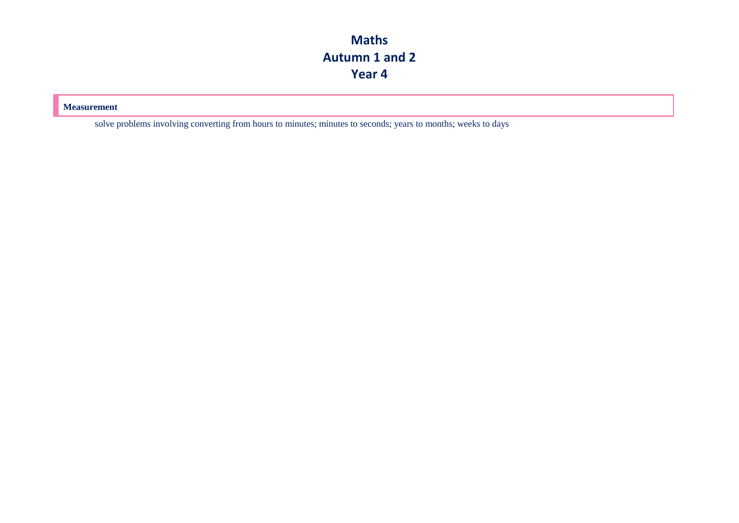# Maths
# Autumn 1 and 2
# Year 4

**Measurement**

solve problems involving converting from hours to minutes; minutes to seconds; years to months; weeks to days